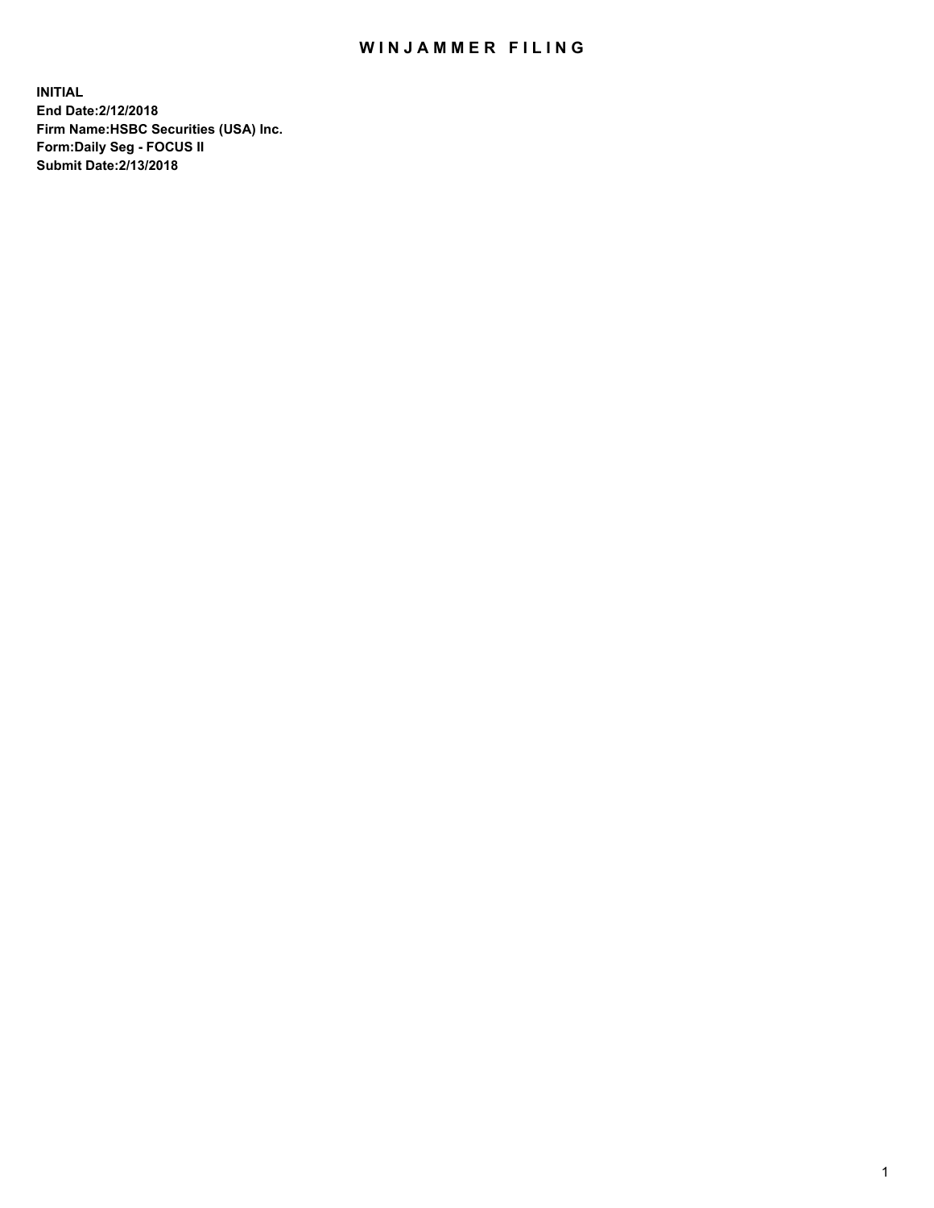# WINJAMMER FILING

**INITIAL**
**End Date:2/12/2018**
**Firm Name:HSBC Securities (USA) Inc.**
**Form:Daily Seg - FOCUS II**
**Submit Date:2/13/2018**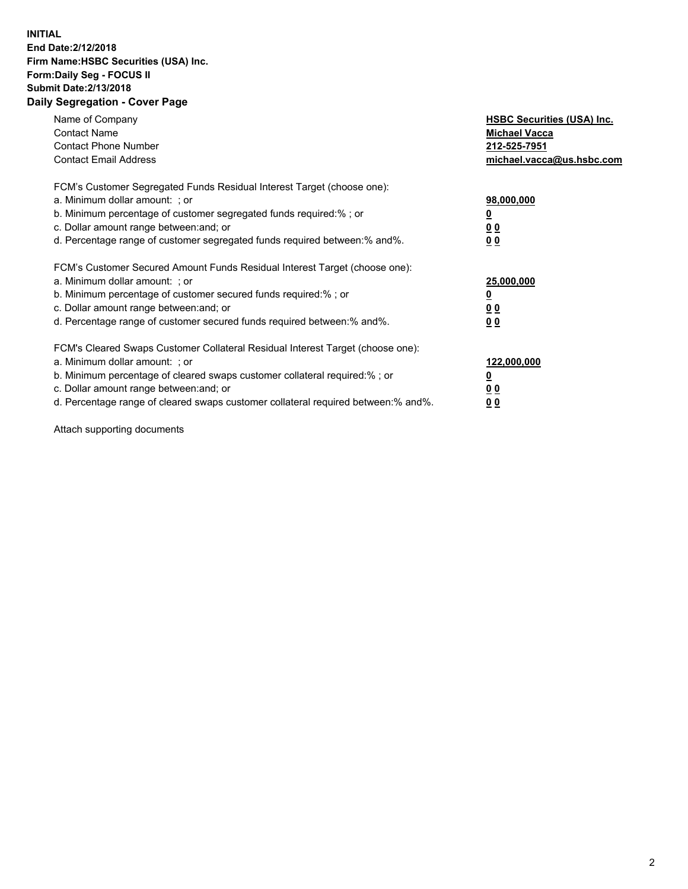**INITIAL**
**End Date:2/12/2018**
**Firm Name:HSBC Securities (USA) Inc.**
**Form:Daily Seg - FOCUS II**
**Submit Date:2/13/2018**

## Daily Segregation - Cover Page

| | |
|---|---|
| Name of Company | **HSBC Securities (USA) Inc.** |
| Contact Name | **Michael Vacca** |
| Contact Phone Number | **212-525-7951** |
| Contact Email Address | **michael.vacca@us.hsbc.com** |

| | |
|---|---|
| FCM's Customer Segregated Funds Residual Interest Target (choose one): | |
| a. Minimum dollar amount: ; or | **98,000,000** |
| b. Minimum percentage of customer segregated funds required:% ; or | **0** |
| c. Dollar amount range between:and; or | **0 0** |
| d. Percentage range of customer segregated funds required between:% and%. | **0 0** |

| | |
|---|---|
| FCM's Customer Secured Amount Funds Residual Interest Target (choose one): | |
| a. Minimum dollar amount: ; or | **25,000,000** |
| b. Minimum percentage of customer secured funds required:% ; or | **0** |
| c. Dollar amount range between:and; or | **0 0** |
| d. Percentage range of customer secured funds required between:% and%. | **0 0** |

| | |
|---|---|
| FCM's Cleared Swaps Customer Collateral Residual Interest Target (choose one): | |
| a. Minimum dollar amount: ; or | **122,000,000** |
| b. Minimum percentage of cleared swaps customer collateral required:% ; or | **0** |
| c. Dollar amount range between:and; or | **0 0** |
| d. Percentage range of cleared swaps customer collateral required between:% and%. | **0 0** |

Attach supporting documents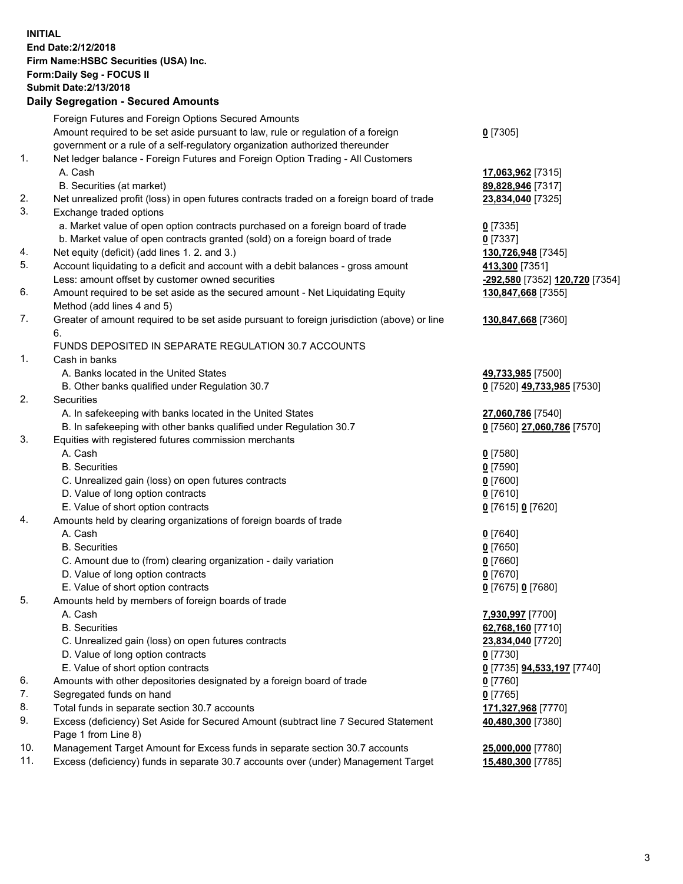**INITIAL**
**End Date:2/12/2018**
**Firm Name:HSBC Securities (USA) Inc.**
**Form:Daily Seg - FOCUS II**
**Submit Date:2/13/2018**
**Daily Segregation - Secured Amounts**

| | | |
|---|---|---|
| | Foreign Futures and Foreign Options Secured Amounts | |
| | Amount required to be set aside pursuant to law, rule or regulation of a foreign government or a rule of a self-regulatory organization authorized thereunder | **0** [7305] |
| 1. | Net ledger balance - Foreign Futures and Foreign Option Trading - All Customers | |
| | A. Cash | **17,063,962** [7315] |
| | B. Securities (at market) | **89,828,946** [7317] |
| 2. | Net unrealized profit (loss) in open futures contracts traded on a foreign board of trade | **23,834,040** [7325] |
| 3. | Exchange traded options | |
| | a. Market value of open option contracts purchased on a foreign board of trade | **0** [7335] |
| | b. Market value of open contracts granted (sold) on a foreign board of trade | **0** [7337] |
| 4. | Net equity (deficit) (add lines 1. 2. and 3.) | **130,726,948** [7345] |
| 5. | Account liquidating to a deficit and account with a debit balances - gross amount | **413,300** [7351] |
| | Less: amount offset by customer owned securities | **-292,580** [7352] **120,720** [7354] |
| 6. | Amount required to be set aside as the secured amount - Net Liquidating Equity Method (add lines 4 and 5) | **130,847,668** [7355] |
| 7. | Greater of amount required to be set aside pursuant to foreign jurisdiction (above) or line 6. | **130,847,668** [7360] |
| | FUNDS DEPOSITED IN SEPARATE REGULATION 30.7 ACCOUNTS | |
| 1. | Cash in banks | |
| | A. Banks located in the United States | **49,733,985** [7500] |
| | B. Other banks qualified under Regulation 30.7 | **0** [7520] **49,733,985** [7530] |
| 2. | Securities | |
| | A. In safekeeping with banks located in the United States | **27,060,786** [7540] |
| | B. In safekeeping with other banks qualified under Regulation 30.7 | **0** [7560] **27,060,786** [7570] |
| 3. | Equities with registered futures commission merchants | |
| | A. Cash | **0** [7580] |
| | B. Securities | **0** [7590] |
| | C. Unrealized gain (loss) on open futures contracts | **0** [7600] |
| | D. Value of long option contracts | **0** [7610] |
| | E. Value of short option contracts | **0** [7615] **0** [7620] |
| 4. | Amounts held by clearing organizations of foreign boards of trade | |
| | A. Cash | **0** [7640] |
| | B. Securities | **0** [7650] |
| | C. Amount due to (from) clearing organization - daily variation | **0** [7660] |
| | D. Value of long option contracts | **0** [7670] |
| | E. Value of short option contracts | **0** [7675] **0** [7680] |
| 5. | Amounts held by members of foreign boards of trade | |
| | A. Cash | **7,930,997** [7700] |
| | B. Securities | **62,768,160** [7710] |
| | C. Unrealized gain (loss) on open futures contracts | **23,834,040** [7720] |
| | D. Value of long option contracts | **0** [7730] |
| | E. Value of short option contracts | **0** [7735] **94,533,197** [7740] |
| 6. | Amounts with other depositories designated by a foreign board of trade | **0** [7760] |
| 7. | Segregated funds on hand | **0** [7765] |
| 8. | Total funds in separate section 30.7 accounts | **171,327,968** [7770] |
| 9. | Excess (deficiency) Set Aside for Secured Amount (subtract line 7 Secured Statement Page 1 from Line 8) | **40,480,300** [7380] |
| 10. | Management Target Amount for Excess funds in separate section 30.7 accounts | **25,000,000** [7780] |
| 11. | Excess (deficiency) funds in separate 30.7 accounts over (under) Management Target | **15,480,300** [7785] |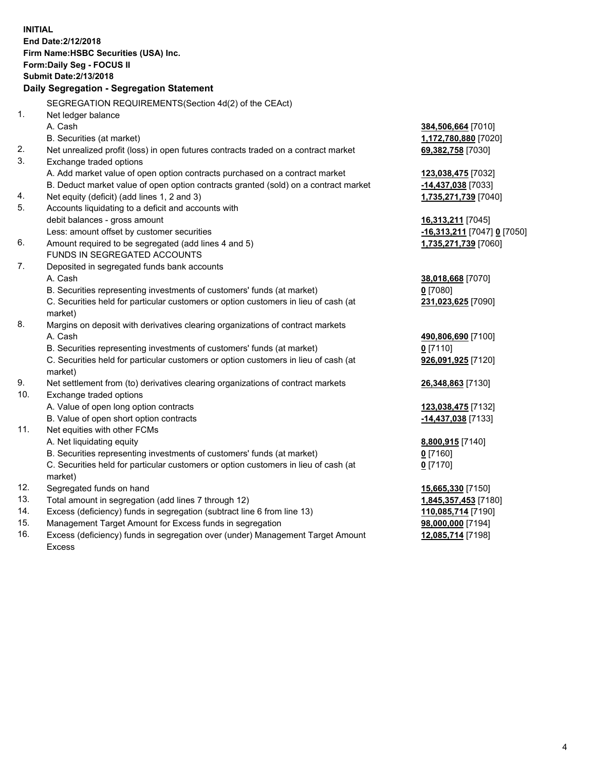**INITIAL**
**End Date:2/12/2018**
**Firm Name:HSBC Securities (USA) Inc.**
**Form:Daily Seg - FOCUS II**
**Submit Date:2/13/2018**

**Daily Segregation - Segregation Statement**

SEGREGATION REQUIREMENTS(Section 4d(2) of the CEAct)

| | | |
|---|---|---|
| 1. | Net ledger balance | |
| | A. Cash | **384,506,664** [7010] |
| | B. Securities (at market) | **1,172,780,880** [7020] |
| 2. | Net unrealized profit (loss) in open futures contracts traded on a contract market | **69,382,758** [7030] |
| 3. | Exchange traded options | |
| | A. Add market value of open option contracts purchased on a contract market | **123,038,475** [7032] |
| | B. Deduct market value of open option contracts granted (sold) on a contract market | **-14,437,038** [7033] |
| 4. | Net equity (deficit) (add lines 1, 2 and 3) | **1,735,271,739** [7040] |
| 5. | Accounts liquidating to a deficit and accounts with debit balances - gross amount | **16,313,211** [7045] |
| | Less: amount offset by customer securities | **-16,313,211** [7047] **0** [7050] |
| 6. | Amount required to be segregated (add lines 4 and 5) | **1,735,271,739** [7060] |
| | FUNDS IN SEGREGATED ACCOUNTS | |
| 7. | Deposited in segregated funds bank accounts | |
| | A. Cash | **38,018,668** [7070] |
| | B. Securities representing investments of customers' funds (at market) | **0** [7080] |
| | C. Securities held for particular customers or option customers in lieu of cash (at market) | **231,023,625** [7090] |
| 8. | Margins on deposit with derivatives clearing organizations of contract markets | |
| | A. Cash | **490,806,690** [7100] |
| | B. Securities representing investments of customers' funds (at market) | **0** [7110] |
| | C. Securities held for particular customers or option customers in lieu of cash (at market) | **926,091,925** [7120] |
| 9. | Net settlement from (to) derivatives clearing organizations of contract markets | **26,348,863** [7130] |
| 10. | Exchange traded options | |
| | A. Value of open long option contracts | **123,038,475** [7132] |
| | B. Value of open short option contracts | **-14,437,038** [7133] |
| 11. | Net equities with other FCMs | |
| | A. Net liquidating equity | **8,800,915** [7140] |
| | B. Securities representing investments of customers' funds (at market) | **0** [7160] |
| | C. Securities held for particular customers or option customers in lieu of cash (at market) | **0** [7170] |
| 12. | Segregated funds on hand | **15,665,330** [7150] |
| 13. | Total amount in segregation (add lines 7 through 12) | **1,845,357,453** [7180] |
| 14. | Excess (deficiency) funds in segregation (subtract line 6 from line 13) | **110,085,714** [7190] |
| 15. | Management Target Amount for Excess funds in segregation | **98,000,000** [7194] |
| 16. | Excess (deficiency) funds in segregation over (under) Management Target Amount Excess | **12,085,714** [7198] |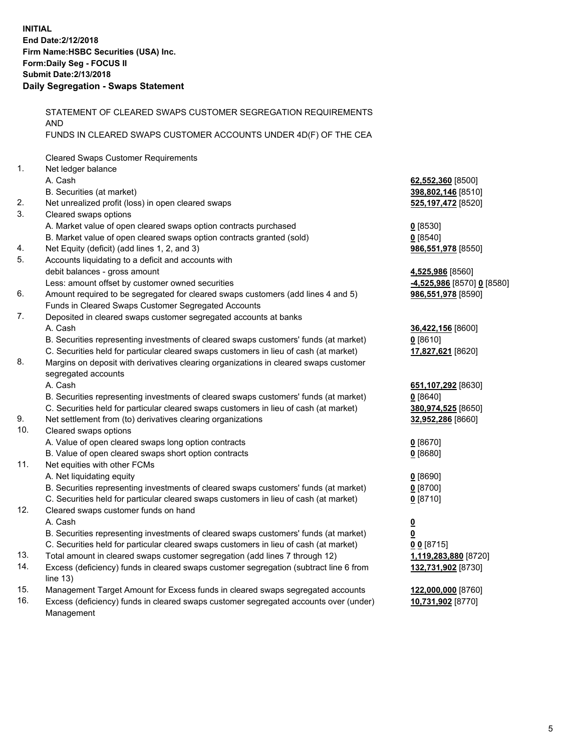**INITIAL**
**End Date:2/12/2018**
**Firm Name:HSBC Securities (USA) Inc.**
**Form:Daily Seg - FOCUS II**
**Submit Date:2/13/2018**
**Daily Segregation - Swaps Statement**

STATEMENT OF CLEARED SWAPS CUSTOMER SEGREGATION REQUIREMENTS AND FUNDS IN CLEARED SWAPS CUSTOMER ACCOUNTS UNDER 4D(F) OF THE CEA

| | | |
|---|---|---|
| | Cleared Swaps Customer Requirements | |
| 1. | Net ledger balance | |
| | A. Cash | **62,552,360** [8500] |
| | B. Securities (at market) | **398,802,146** [8510] |
| 2. | Net unrealized profit (loss) in open cleared swaps | **525,197,472** [8520] |
| 3. | Cleared swaps options | |
| | A. Market value of open cleared swaps option contracts purchased | **0** [8530] |
| | B. Market value of open cleared swaps option contracts granted (sold) | **0** [8540] |
| 4. | Net Equity (deficit) (add lines 1, 2, and 3) | **986,551,978** [8550] |
| 5. | Accounts liquidating to a deficit and accounts with debit balances - gross amount | **4,525,986** [8560] |
| | Less: amount offset by customer owned securities | **-4,525,986** [8570] **0** [8580] |
| 6. | Amount required to be segregated for cleared swaps customers (add lines 4 and 5) | **986,551,978** [8590] |
| | Funds in Cleared Swaps Customer Segregated Accounts | |
| 7. | Deposited in cleared swaps customer segregated accounts at banks | |
| | A. Cash | **36,422,156** [8600] |
| | B. Securities representing investments of cleared swaps customers' funds (at market) | **0** [8610] |
| | C. Securities held for particular cleared swaps customers in lieu of cash (at market) | **17,827,621** [8620] |
| 8. | Margins on deposit with derivatives clearing organizations in cleared swaps customer segregated accounts | |
| | A. Cash | **651,107,292** [8630] |
| | B. Securities representing investments of cleared swaps customers' funds (at market) | **0** [8640] |
| | C. Securities held for particular cleared swaps customers in lieu of cash (at market) | **380,974,525** [8650] |
| 9. | Net settlement from (to) derivatives clearing organizations | **32,952,286** [8660] |
| 10. | Cleared swaps options | |
| | A. Value of open cleared swaps long option contracts | **0** [8670] |
| | B. Value of open cleared swaps short option contracts | **0** [8680] |
| 11. | Net equities with other FCMs | |
| | A. Net liquidating equity | **0** [8690] |
| | B. Securities representing investments of cleared swaps customers' funds (at market) | **0** [8700] |
| | C. Securities held for particular cleared swaps customers in lieu of cash (at market) | **0** [8710] |
| 12. | Cleared swaps customer funds on hand | |
| | A. Cash | **0** |
| | B. Securities representing investments of cleared swaps customers' funds (at market) | **0** |
| | C. Securities held for particular cleared swaps customers in lieu of cash (at market) | **0** **0** [8715] |
| 13. | Total amount in cleared swaps customer segregation (add lines 7 through 12) | **1,119,283,880** [8720] |
| 14. | Excess (deficiency) funds in cleared swaps customer segregation (subtract line 6 from line 13) | **132,731,902** [8730] |
| 15. | Management Target Amount for Excess funds in cleared swaps segregated accounts | **122,000,000** [8760] |
| 16. | Excess (deficiency) funds in cleared swaps customer segregated accounts over (under) Management | **10,731,902** [8770] |